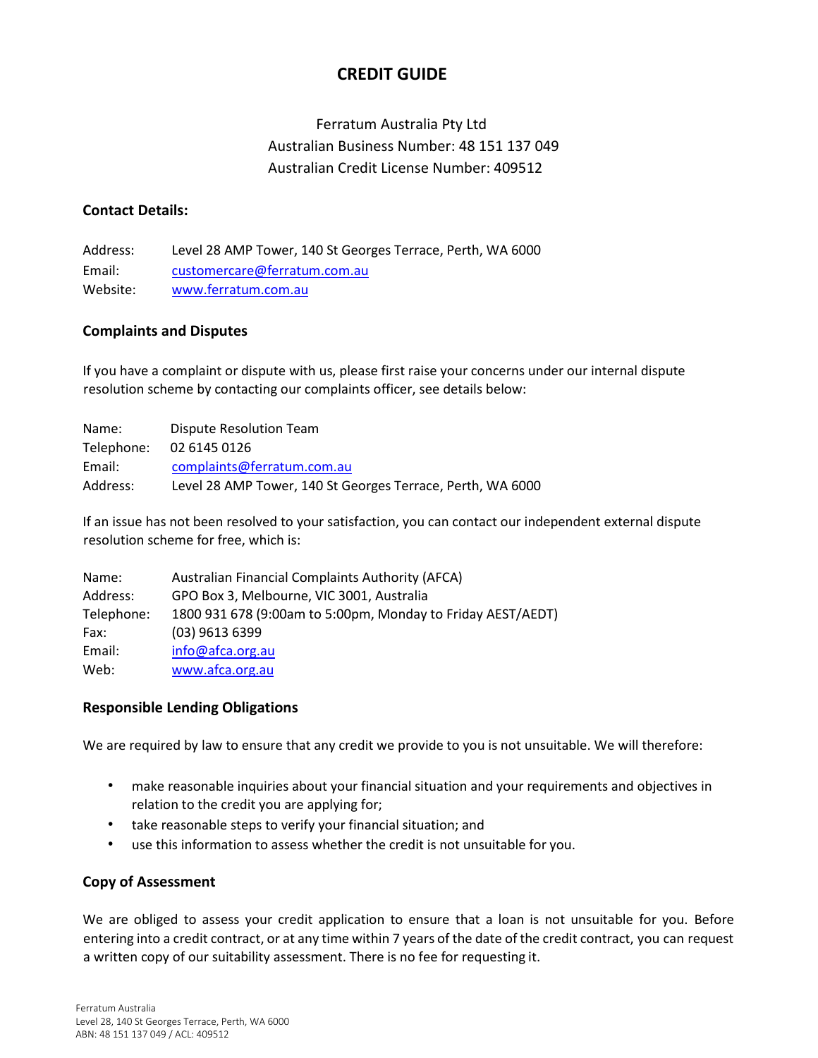# CREDIT GUIDE

Ferratum Australia Pty Ltd
Australian Business Number: 48 151 137 049
Australian Credit License Number: 409512

### Contact Details:

| | |
|---|---|
| Address: | Level 28 AMP Tower, 140 St Georges Terrace, Perth, WA 6000 |
| Email: | customercare@ferratum.com.au |
| Website: | www.ferratum.com.au |

### Complaints and Disputes

If you have a complaint or dispute with us, please first raise your concerns under our internal dispute resolution scheme by contacting our complaints officer, see details below:

| | |
|---|---|
| Name: | Dispute Resolution Team |
| Telephone: | 02 6145 0126 |
| Email: | complaints@ferratum.com.au |
| Address: | Level 28 AMP Tower, 140 St Georges Terrace, Perth, WA 6000 |

If an issue has not been resolved to your satisfaction, you can contact our independent external dispute resolution scheme for free, which is:

| | |
|---|---|
| Name: | Australian Financial Complaints Authority (AFCA) |
| Address: | GPO Box 3, Melbourne, VIC 3001, Australia |
| Telephone: | 1800 931 678 (9:00am to 5:00pm, Monday to Friday AEST/AEDT) |
| Fax: | (03) 9613 6399 |
| Email: | info@afca.org.au |
| Web: | www.afca.org.au |

### Responsible Lending Obligations

We are required by law to ensure that any credit we provide to you is not unsuitable. We will therefore:

- make reasonable inquiries about your financial situation and your requirements and objectives in relation to the credit you are applying for;
- take reasonable steps to verify your financial situation; and
- use this information to assess whether the credit is not unsuitable for you.

### Copy of Assessment

We are obliged to assess your credit application to ensure that a loan is not unsuitable for you. Before entering into a credit contract, or at any time within 7 years of the date of the credit contract, you can request a written copy of our suitability assessment. There is no fee for requesting it.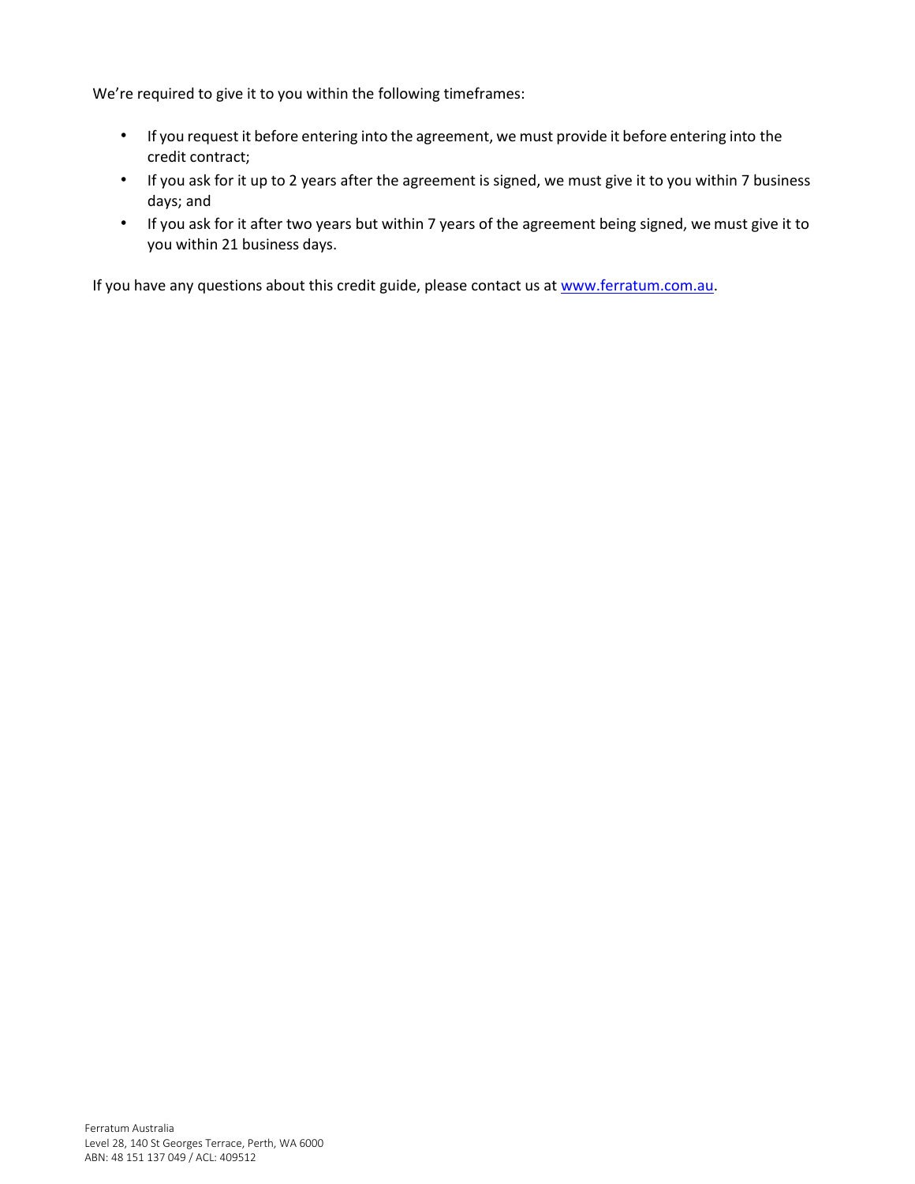We're required to give it to you within the following timeframes:

- If you request it before entering into the agreement, we must provide it before entering into the credit contract;
- If you ask for it up to 2 years after the agreement is signed, we must give it to you within 7 business days; and
- If you ask for it after two years but within 7 years of the agreement being signed, we must give it to you within 21 business days.

If you have any questions about this credit guide, please contact us at [www.ferratum.com.au](http://www.ferratum.com.au).